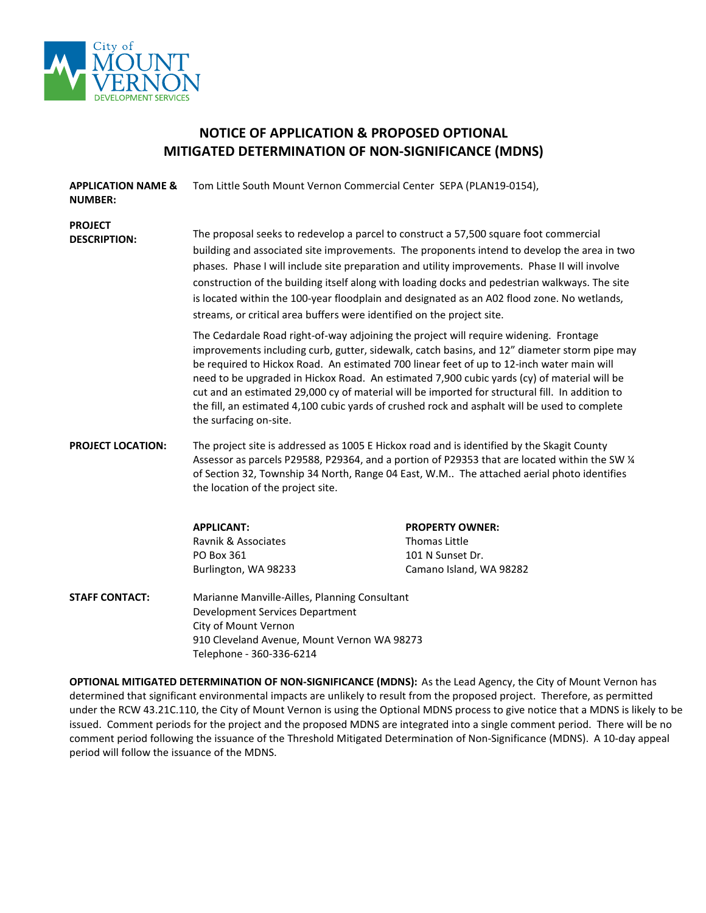City of MOUNT VERNON DEVELOPMENT SERVICES

# NOTICE OF APPLICATION & PROPOSED OPTIONAL MITIGATED DETERMINATION OF NON-SIGNIFICANCE (MDNS)

**APPLICATION NAME & NUMBER:** Tom Little South Mount Vernon Commercial Center SEPA (PLAN19-0154),

**PROJECT DESCRIPTION:** The proposal seeks to redevelop a parcel to construct a 57,500 square foot commercial building and associated site improvements. The proponents intend to develop the area in two phases. Phase I will include site preparation and utility improvements. Phase II will involve construction of the building itself along with loading docks and pedestrian walkways. The site is located within the 100-year floodplain and designated as an A02 flood zone. No wetlands, streams, or critical area buffers were identified on the project site.

The Cedardale Road right-of-way adjoining the project will require widening. Frontage improvements including curb, gutter, sidewalk, catch basins, and 12" diameter storm pipe may be required to Hickox Road. An estimated 700 linear feet of up to 12-inch water main will need to be upgraded in Hickox Road. An estimated 7,900 cubic yards (cy) of material will be cut and an estimated 29,000 cy of material will be imported for structural fill. In addition to the fill, an estimated 4,100 cubic yards of crushed rock and asphalt will be used to complete the surfacing on-site.

**PROJECT LOCATION:** The project site is addressed as 1005 E Hickox road and is identified by the Skagit County Assessor as parcels P29588, P29364, and a portion of P29353 that are located within the SW ¼ of Section 32, Township 34 North, Range 04 East, W.M.. The attached aerial photo identifies the location of the project site.

| **APPLICANT:** | **PROPERTY OWNER:** |
|---|---|
| Ravnik & Associates | Thomas Little |
| PO Box 361 | 101 N Sunset Dr. |
| Burlington, WA 98233 | Camano Island, WA 98282 |

**STAFF CONTACT:** Marianne Manville-Ailles, Planning Consultant
Development Services Department
City of Mount Vernon
910 Cleveland Avenue, Mount Vernon WA 98273
Telephone - 360-336-6214

**OPTIONAL MITIGATED DETERMINATION OF NON-SIGNIFICANCE (MDNS):** As the Lead Agency, the City of Mount Vernon has determined that significant environmental impacts are unlikely to result from the proposed project. Therefore, as permitted under the RCW 43.21C.110, the City of Mount Vernon is using the Optional MDNS process to give notice that a MDNS is likely to be issued. Comment periods for the project and the proposed MDNS are integrated into a single comment period. There will be no comment period following the issuance of the Threshold Mitigated Determination of Non-Significance (MDNS). A 10-day appeal period will follow the issuance of the MDNS.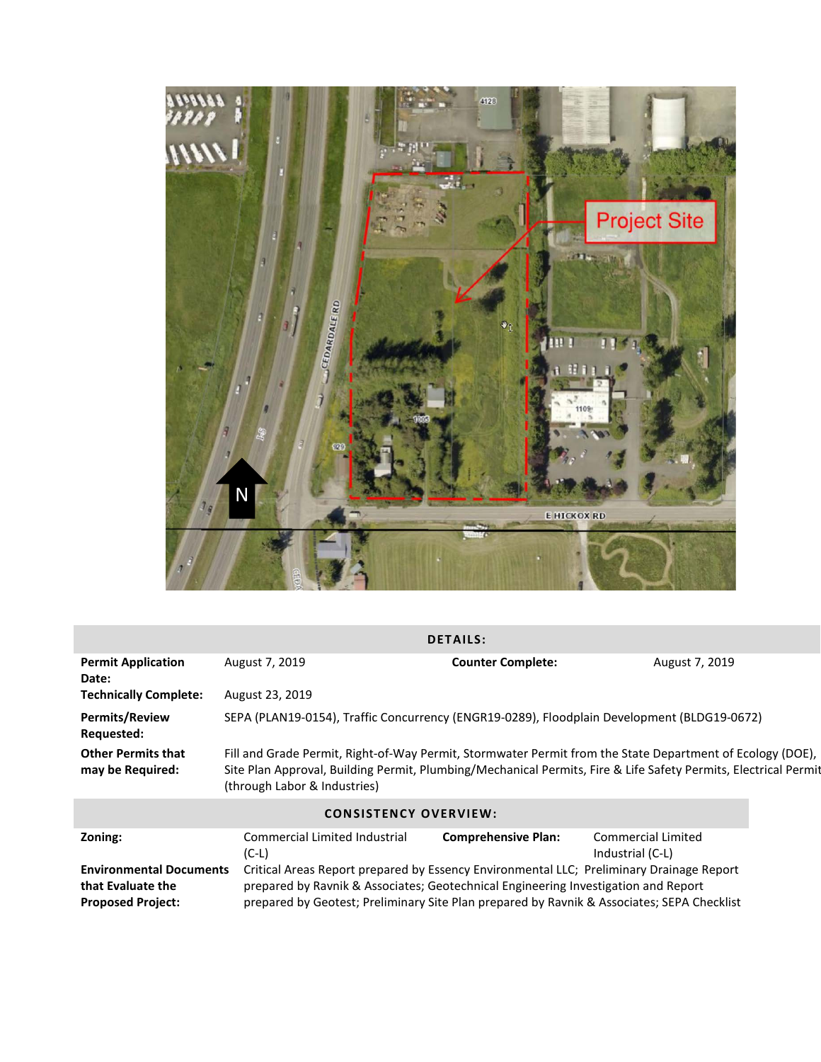| DETAILS: | | | |
|---|---|---|---|
| **Permit Application Date:** | August 7, 2019 | **Counter Complete:** | August 7, 2019 |
| **Technically Complete:** | August 23, 2019 | | |
| **Permits/Review Requested:** | SEPA (PLAN19-0154), Traffic Concurrency (ENGR19-0289), Floodplain Development (BLDG19-0672) | | |
| **Other Permits that may be Required:** | Fill and Grade Permit, Right-of-Way Permit, Stormwater Permit from the State Department of Ecology (DOE), Site Plan Approval, Building Permit, Plumbing/Mechanical Permits, Fire & Life Safety Permits, Electrical Permit (through Labor & Industries) | | |

| CONSISTENCY OVERVIEW: | | | |
|---|---|---|---|
| **Zoning:** | Commercial Limited Industrial (C-L) | **Comprehensive Plan:** | Commercial Limited Industrial (C-L) |
| **Environmental Documents that Evaluate the Proposed Project:** | Critical Areas Report prepared by Essency Environmental LLC; Preliminary Drainage Report prepared by Ravnik & Associates; Geotechnical Engineering Investigation and Report prepared by Geotest; Preliminary Site Plan prepared by Ravnik & Associates; SEPA Checklist | | |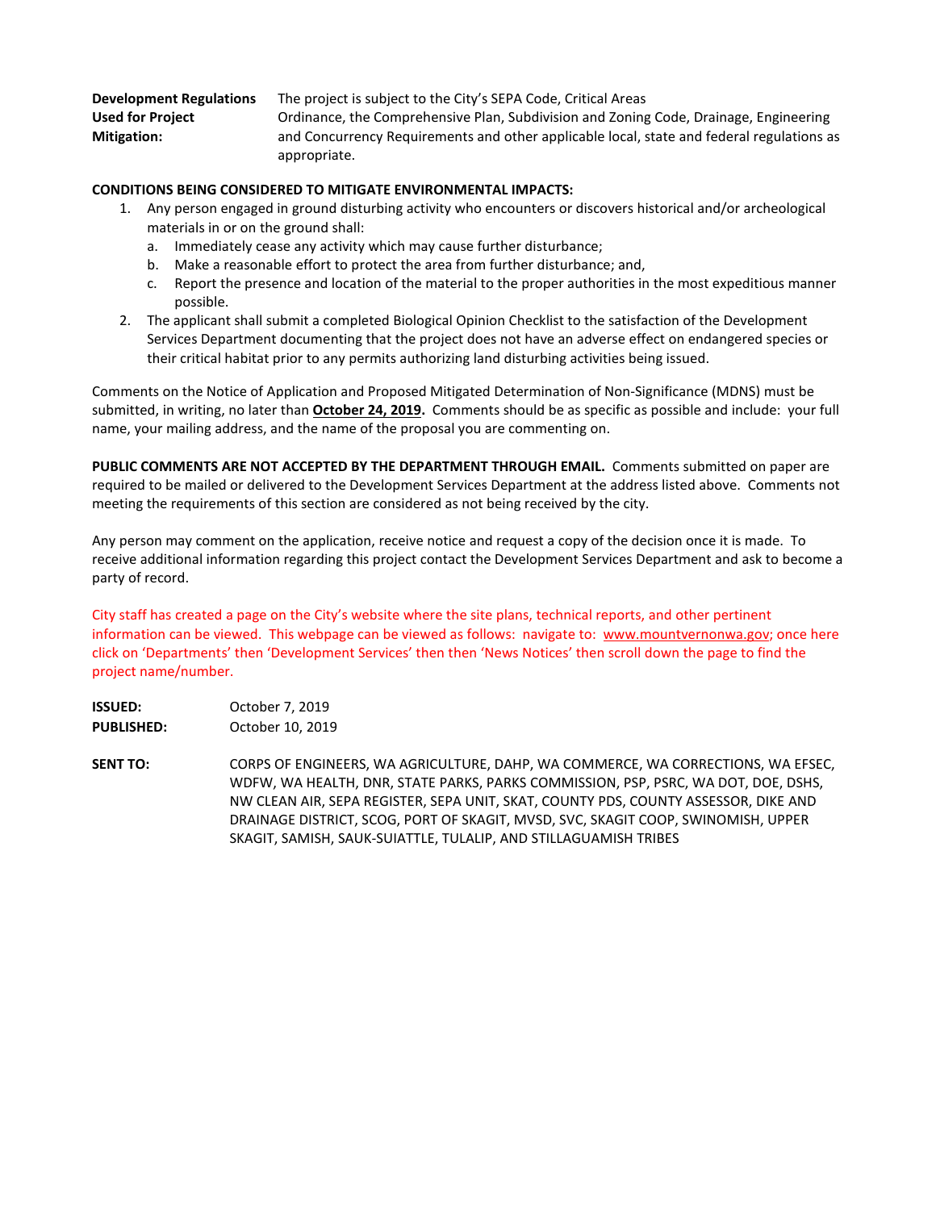**Development Regulations Used for Project Mitigation:** The project is subject to the City's SEPA Code, Critical Areas Ordinance, the Comprehensive Plan, Subdivision and Zoning Code, Drainage, Engineering and Concurrency Requirements and other applicable local, state and federal regulations as appropriate.

**CONDITIONS BEING CONSIDERED TO MITIGATE ENVIRONMENTAL IMPACTS:**

1. Any person engaged in ground disturbing activity who encounters or discovers historical and/or archeological materials in or on the ground shall:
   a. Immediately cease any activity which may cause further disturbance;
   b. Make a reasonable effort to protect the area from further disturbance; and,
   c. Report the presence and location of the material to the proper authorities in the most expeditious manner possible.
2. The applicant shall submit a completed Biological Opinion Checklist to the satisfaction of the Development Services Department documenting that the project does not have an adverse effect on endangered species or their critical habitat prior to any permits authorizing land disturbing activities being issued.

Comments on the Notice of Application and Proposed Mitigated Determination of Non-Significance (MDNS) must be submitted, in writing, no later than **October 24, 2019.** Comments should be as specific as possible and include: your full name, your mailing address, and the name of the proposal you are commenting on.

**PUBLIC COMMENTS ARE NOT ACCEPTED BY THE DEPARTMENT THROUGH EMAIL.** Comments submitted on paper are required to be mailed or delivered to the Development Services Department at the address listed above. Comments not meeting the requirements of this section are considered as not being received by the city.

Any person may comment on the application, receive notice and request a copy of the decision once it is made. To receive additional information regarding this project contact the Development Services Department and ask to become a party of record.

City staff has created a page on the City's website where the site plans, technical reports, and other pertinent information can be viewed. This webpage can be viewed as follows: navigate to: www.mountvernonwa.gov; once here click on 'Departments' then 'Development Services' then then 'News Notices' then scroll down the page to find the project name/number.

**ISSUED:** October 7, 2019
**PUBLISHED:** October 10, 2019

**SENT TO:** CORPS OF ENGINEERS, WA AGRICULTURE, DAHP, WA COMMERCE, WA CORRECTIONS, WA EFSEC, WDFW, WA HEALTH, DNR, STATE PARKS, PARKS COMMISSION, PSP, PSRC, WA DOT, DOE, DSHS, NW CLEAN AIR, SEPA REGISTER, SEPA UNIT, SKAT, COUNTY PDS, COUNTY ASSESSOR, DIKE AND DRAINAGE DISTRICT, SCOG, PORT OF SKAGIT, MVSD, SVC, SKAGIT COOP, SWINOMISH, UPPER SKAGIT, SAMISH, SAUK-SUIATTLE, TULALIP, AND STILLAGUAMISH TRIBES